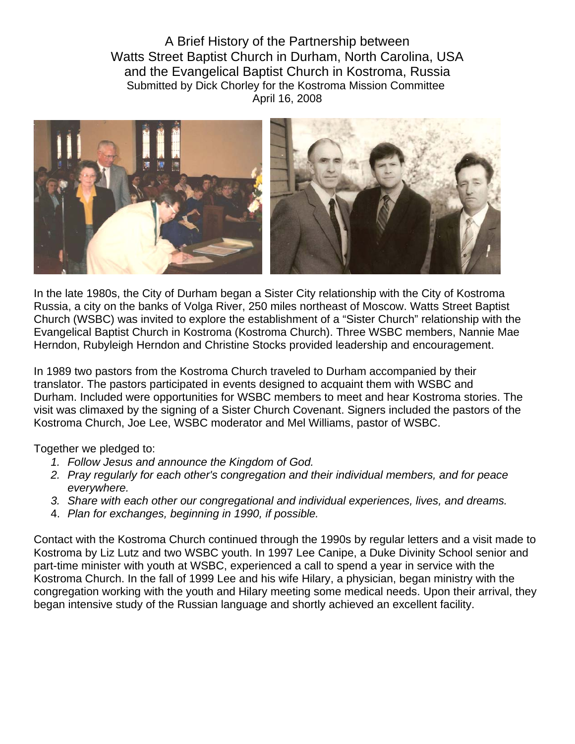# A Brief History of the Partnership between Watts Street Baptist Church in Durham, North Carolina, USA and the Evangelical Baptist Church in Kostroma, Russia

Submitted by Dick Chorley for the Kostroma Mission Committee
April 16, 2008

In the late 1980s, the City of Durham began a Sister City relationship with the City of Kostroma Russia, a city on the banks of Volga River, 250 miles northeast of Moscow. Watts Street Baptist Church (WSBC) was invited to explore the establishment of a "Sister Church" relationship with the Evangelical Baptist Church in Kostroma (Kostroma Church). Three WSBC members, Nannie Mae Herndon, Rubyleigh Herndon and Christine Stocks provided leadership and encouragement.

In 1989 two pastors from the Kostroma Church traveled to Durham accompanied by their translator. The pastors participated in events designed to acquaint them with WSBC and Durham. Included were opportunities for WSBC members to meet and hear Kostroma stories. The visit was climaxed by the signing of a Sister Church Covenant. Signers included the pastors of the Kostroma Church, Joe Lee, WSBC moderator and Mel Williams, pastor of WSBC.

Together we pledged to:

1. *Follow Jesus and announce the Kingdom of God.*
2. *Pray regularly for each other's congregation and their individual members, and for peace everywhere.*
3. *Share with each other our congregational and individual experiences, lives, and dreams.*
4. *Plan for exchanges, beginning in 1990, if possible.*

Contact with the Kostroma Church continued through the 1990s by regular letters and a visit made to Kostroma by Liz Lutz and two WSBC youth. In 1997 Lee Canipe, a Duke Divinity School senior and part-time minister with youth at WSBC, experienced a call to spend a year in service with the Kostroma Church. In the fall of 1999 Lee and his wife Hilary, a physician, began ministry with the congregation working with the youth and Hilary meeting some medical needs. Upon their arrival, they began intensive study of the Russian language and shortly achieved an excellent facility.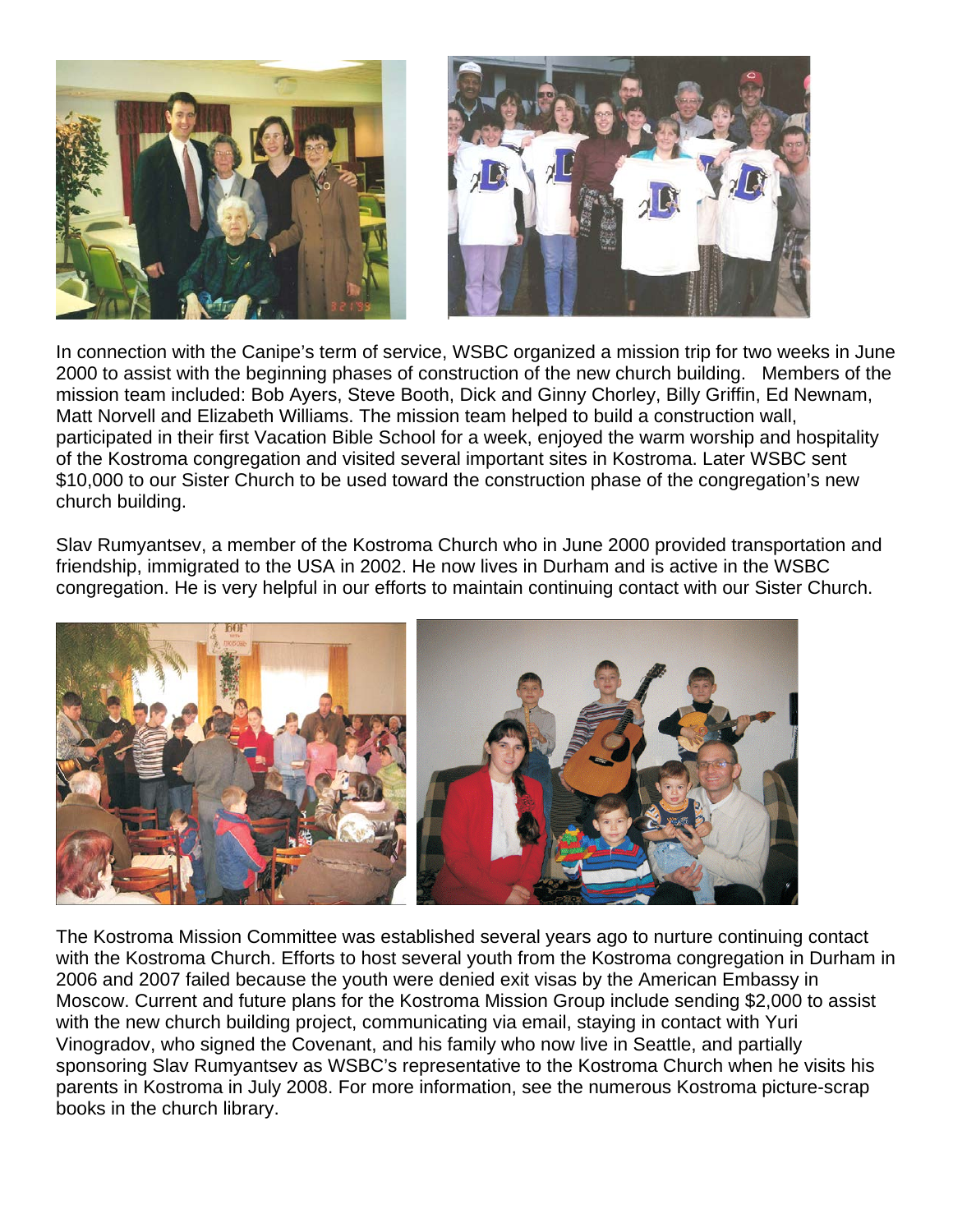In connection with the Canipe's term of service, WSBC organized a mission trip for two weeks in June 2000 to assist with the beginning phases of construction of the new church building. Members of the mission team included: Bob Ayers, Steve Booth, Dick and Ginny Chorley, Billy Griffin, Ed Newnam, Matt Norvell and Elizabeth Williams. The mission team helped to build a construction wall, participated in their first Vacation Bible School for a week, enjoyed the warm worship and hospitality of the Kostroma congregation and visited several important sites in Kostroma. Later WSBC sent $10,000 to our Sister Church to be used toward the construction phase of the congregation's new church building.

Slav Rumyantsev, a member of the Kostroma Church who in June 2000 provided transportation and friendship, immigrated to the USA in 2002. He now lives in Durham and is active in the WSBC congregation. He is very helpful in our efforts to maintain continuing contact with our Sister Church.

The Kostroma Mission Committee was established several years ago to nurture continuing contact with the Kostroma Church. Efforts to host several youth from the Kostroma congregation in Durham in 2006 and 2007 failed because the youth were denied exit visas by the American Embassy in Moscow. Current and future plans for the Kostroma Mission Group include sending $2,000 to assist with the new church building project, communicating via email, staying in contact with Yuri Vinogradov, who signed the Covenant, and his family who now live in Seattle, and partially sponsoring Slav Rumyantsev as WSBC's representative to the Kostroma Church when he visits his parents in Kostroma in July 2008. For more information, see the numerous Kostroma picture-scrap books in the church library.